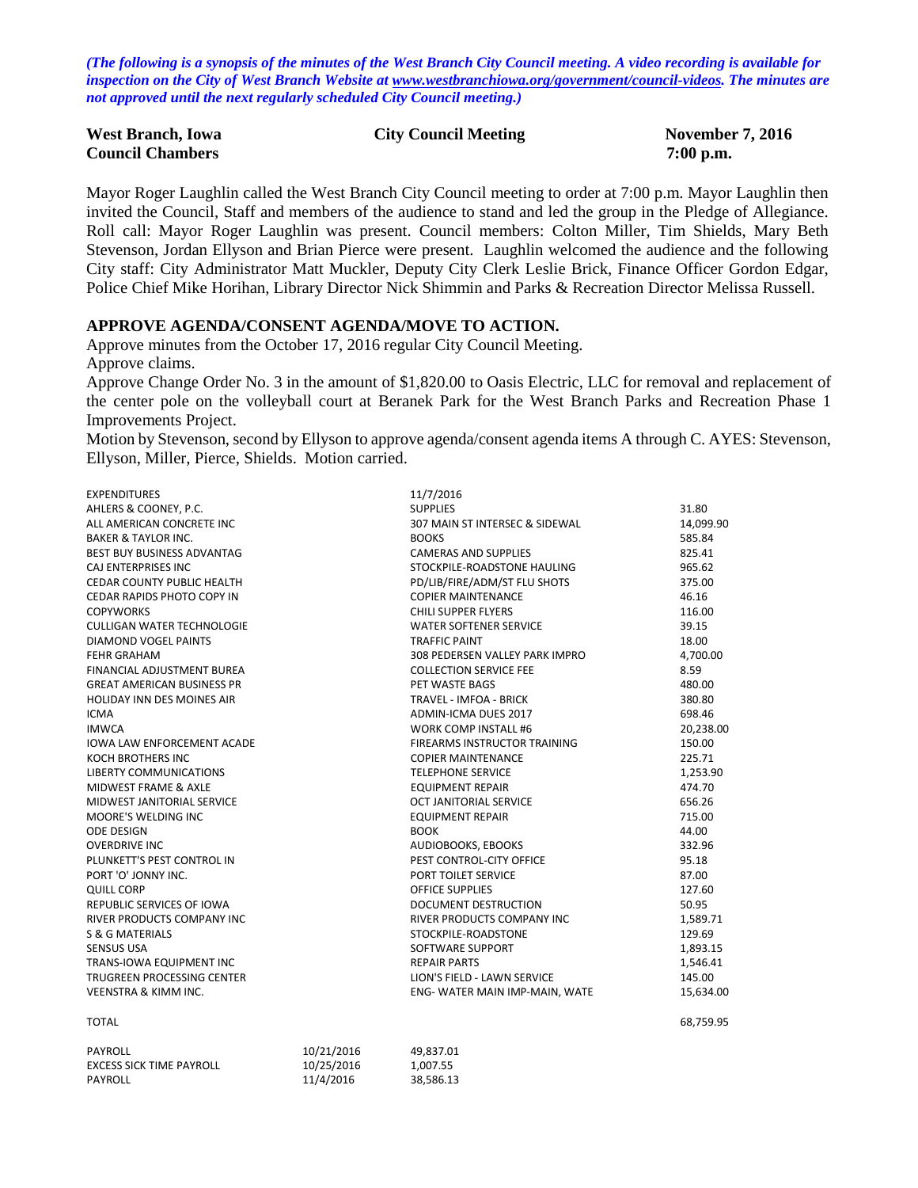*(The following is a synopsis of the minutes of the West Branch City Council meeting. A video recording is available for inspection on the City of West Branch Website at www.westbranchiowa.org/government/council-videos. The minutes are not approved until the next regularly scheduled City Council meeting.)*

**West Branch, Iowa** | **City Council Meeting** | **November 7, 2016**
**Council Chambers** | | **7:00 p.m.**

Mayor Roger Laughlin called the West Branch City Council meeting to order at 7:00 p.m. Mayor Laughlin then invited the Council, Staff and members of the audience to stand and led the group in the Pledge of Allegiance. Roll call: Mayor Roger Laughlin was present. Council members: Colton Miller, Tim Shields, Mary Beth Stevenson, Jordan Ellyson and Brian Pierce were present. Laughlin welcomed the audience and the following City staff: City Administrator Matt Muckler, Deputy City Clerk Leslie Brick, Finance Officer Gordon Edgar, Police Chief Mike Horihan, Library Director Nick Shimmin and Parks & Recreation Director Melissa Russell.

## APPROVE AGENDA/CONSENT AGENDA/MOVE TO ACTION.

Approve minutes from the October 17, 2016 regular City Council Meeting.

Approve claims.

Approve Change Order No. 3 in the amount of $1,820.00 to Oasis Electric, LLC for removal and replacement of the center pole on the volleyball court at Beranek Park for the West Branch Parks and Recreation Phase 1 Improvements Project.

Motion by Stevenson, second by Ellyson to approve agenda/consent agenda items A through C. AYES: Stevenson, Ellyson, Miller, Pierce, Shields. Motion carried.

| EXPENDITURES | 11/7/2016 | |
|---|---|---|
| AHLERS & COONEY, P.C. | SUPPLIES | 31.80 |
| ALL AMERICAN CONCRETE INC | 307 MAIN ST INTERSEC & SIDEWAL | 14,099.90 |
| BAKER & TAYLOR INC. | BOOKS | 585.84 |
| BEST BUY BUSINESS ADVANTAG | CAMERAS AND SUPPLIES | 825.41 |
| CAJ ENTERPRISES INC | STOCKPILE-ROADSTONE HAULING | 965.62 |
| CEDAR COUNTY PUBLIC HEALTH | PD/LIB/FIRE/ADM/ST FLU SHOTS | 375.00 |
| CEDAR RAPIDS PHOTO COPY IN | COPIER MAINTENANCE | 46.16 |
| COPYWORKS | CHILI SUPPER FLYERS | 116.00 |
| CULLIGAN WATER TECHNOLOGIE | WATER SOFTENER SERVICE | 39.15 |
| DIAMOND VOGEL PAINTS | TRAFFIC PAINT | 18.00 |
| FEHR GRAHAM | 308 PEDERSEN VALLEY PARK IMPRO | 4,700.00 |
| FINANCIAL ADJUSTMENT BUREA | COLLECTION SERVICE FEE | 8.59 |
| GREAT AMERICAN BUSINESS PR | PET WASTE BAGS | 480.00 |
| HOLIDAY INN DES MOINES AIR | TRAVEL - IMFOA - BRICK | 380.80 |
| ICMA | ADMIN-ICMA DUES 2017 | 698.46 |
| IMWCA | WORK COMP INSTALL #6 | 20,238.00 |
| IOWA LAW ENFORCEMENT ACADE | FIREARMS INSTRUCTOR TRAINING | 150.00 |
| KOCH BROTHERS INC | COPIER MAINTENANCE | 225.71 |
| LIBERTY COMMUNICATIONS | TELEPHONE SERVICE | 1,253.90 |
| MIDWEST FRAME & AXLE | EQUIPMENT REPAIR | 474.70 |
| MIDWEST JANITORIAL SERVICE | OCT JANITORIAL SERVICE | 656.26 |
| MOORE'S WELDING INC | EQUIPMENT REPAIR | 715.00 |
| ODE DESIGN | BOOK | 44.00 |
| OVERDRIVE INC | AUDIOBOOKS, EBOOKS | 332.96 |
| PLUNKETT'S PEST CONTROL IN | PEST CONTROL-CITY OFFICE | 95.18 |
| PORT 'O' JONNY INC. | PORT TOILET SERVICE | 87.00 |
| QUILL CORP | OFFICE SUPPLIES | 127.60 |
| REPUBLIC SERVICES OF IOWA | DOCUMENT DESTRUCTION | 50.95 |
| RIVER PRODUCTS COMPANY INC | RIVER PRODUCTS COMPANY INC | 1,589.71 |
| S & G MATERIALS | STOCKPILE-ROADSTONE | 129.69 |
| SENSUS USA | SOFTWARE SUPPORT | 1,893.15 |
| TRANS-IOWA EQUIPMENT INC | REPAIR PARTS | 1,546.41 |
| TRUGREEN PROCESSING CENTER | LION'S FIELD - LAWN SERVICE | 145.00 |
| VEENSTRA & KIMM INC. | ENG- WATER MAIN IMP-MAIN, WATE | 15,634.00 |
| TOTAL | | 68,759.95 |

| | | |
|---|---|---|
| PAYROLL | 10/21/2016 | 49,837.01 |
| EXCESS SICK TIME PAYROLL | 10/25/2016 | 1,007.55 |
| PAYROLL | 11/4/2016 | 38,586.13 |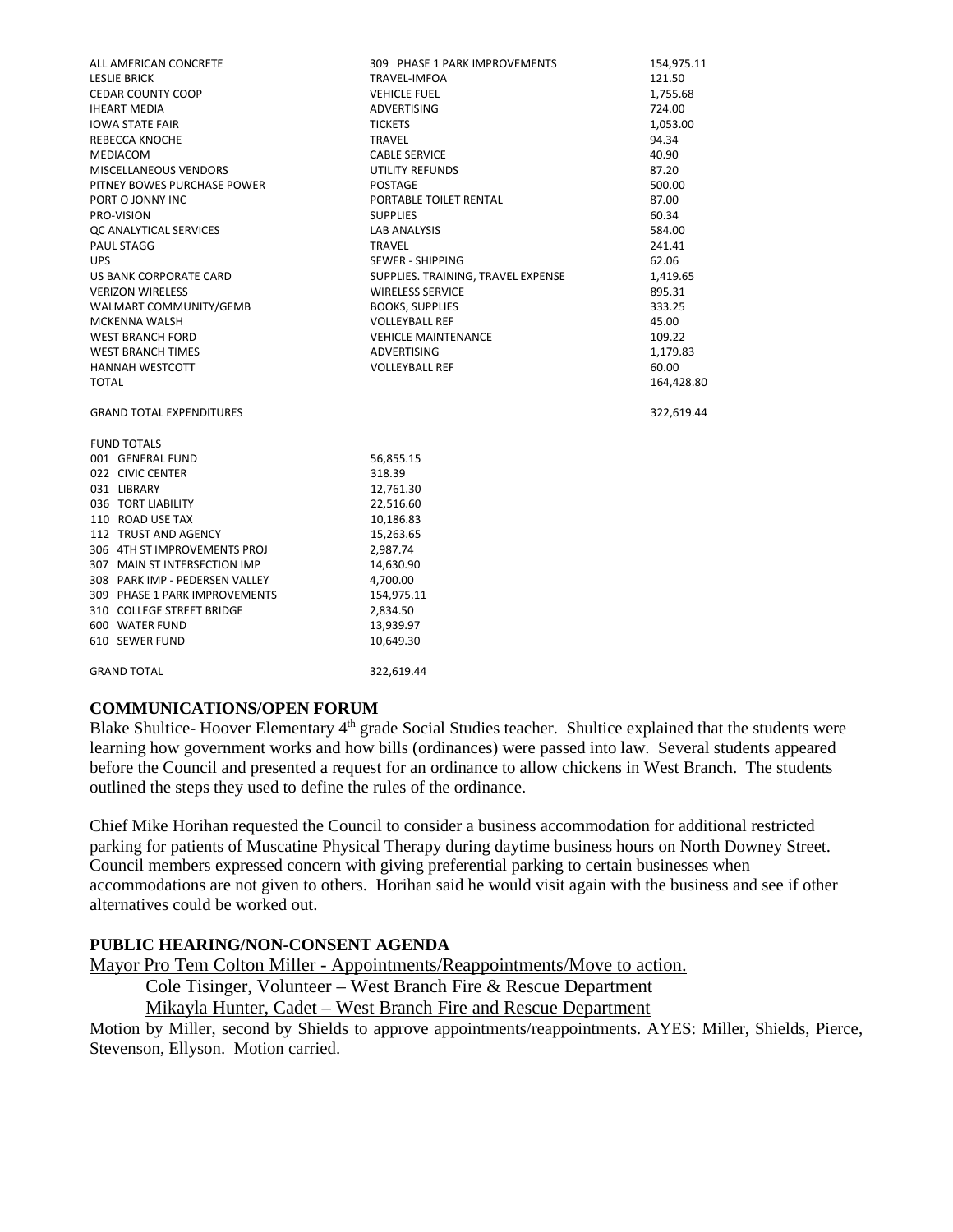| | | |
|---|---|---|
| ALL AMERICAN CONCRETE | 309 PHASE 1 PARK IMPROVEMENTS | 154,975.11 |
| LESLIE BRICK | TRAVEL-IMFOA | 121.50 |
| CEDAR COUNTY COOP | VEHICLE FUEL | 1,755.68 |
| IHEART MEDIA | ADVERTISING | 724.00 |
| IOWA STATE FAIR | TICKETS | 1,053.00 |
| REBECCA KNOCHE | TRAVEL | 94.34 |
| MEDIACOM | CABLE SERVICE | 40.90 |
| MISCELLANEOUS VENDORS | UTILITY REFUNDS | 87.20 |
| PITNEY BOWES PURCHASE POWER | POSTAGE | 500.00 |
| PORT O JONNY INC | PORTABLE TOILET RENTAL | 87.00 |
| PRO-VISION | SUPPLIES | 60.34 |
| QC ANALYTICAL SERVICES | LAB ANALYSIS | 584.00 |
| PAUL STAGG | TRAVEL | 241.41 |
| UPS | SEWER - SHIPPING | 62.06 |
| US BANK CORPORATE CARD | SUPPLIES. TRAINING, TRAVEL EXPENSE | 1,419.65 |
| VERIZON WIRELESS | WIRELESS SERVICE | 895.31 |
| WALMART COMMUNITY/GEMB | BOOKS, SUPPLIES | 333.25 |
| MCKENNA WALSH | VOLLEYBALL REF | 45.00 |
| WEST BRANCH FORD | VEHICLE MAINTENANCE | 109.22 |
| WEST BRANCH TIMES | ADVERTISING | 1,179.83 |
| HANNAH WESTCOTT | VOLLEYBALL REF | 60.00 |
| TOTAL | | 164,428.80 |
| | | |
| GRAND TOTAL EXPENDITURES | | 322,619.44 |

| FUND TOTALS | |
|---|---|
| 001 GENERAL FUND | 56,855.15 |
| 022 CIVIC CENTER | 318.39 |
| 031 LIBRARY | 12,761.30 |
| 036 TORT LIABILITY | 22,516.60 |
| 110 ROAD USE TAX | 10,186.83 |
| 112 TRUST AND AGENCY | 15,263.65 |
| 306 4TH ST IMPROVEMENTS PROJ | 2,987.74 |
| 307 MAIN ST INTERSECTION IMP | 14,630.90 |
| 308 PARK IMP - PEDERSEN VALLEY | 4,700.00 |
| 309 PHASE 1 PARK IMPROVEMENTS | 154,975.11 |
| 310 COLLEGE STREET BRIDGE | 2,834.50 |
| 600 WATER FUND | 13,939.97 |
| 610 SEWER FUND | 10,649.30 |
| | |
| GRAND TOTAL | 322,619.44 |

**COMMUNICATIONS/OPEN FORUM**

Blake Shultice- Hoover Elementary 4th grade Social Studies teacher. Shultice explained that the students were learning how government works and how bills (ordinances) were passed into law. Several students appeared before the Council and presented a request for an ordinance to allow chickens in West Branch. The students outlined the steps they used to define the rules of the ordinance.

Chief Mike Horihan requested the Council to consider a business accommodation for additional restricted parking for patients of Muscatine Physical Therapy during daytime business hours on North Downey Street. Council members expressed concern with giving preferential parking to certain businesses when accommodations are not given to others. Horihan said he would visit again with the business and see if other alternatives could be worked out.

**PUBLIC HEARING/NON-CONSENT AGENDA**

Mayor Pro Tem Colton Miller - Appointments/Reappointments/Move to action.

Cole Tisinger, Volunteer – West Branch Fire & Rescue Department

Mikayla Hunter, Cadet – West Branch Fire and Rescue Department

Motion by Miller, second by Shields to approve appointments/reappointments. AYES: Miller, Shields, Pierce, Stevenson, Ellyson. Motion carried.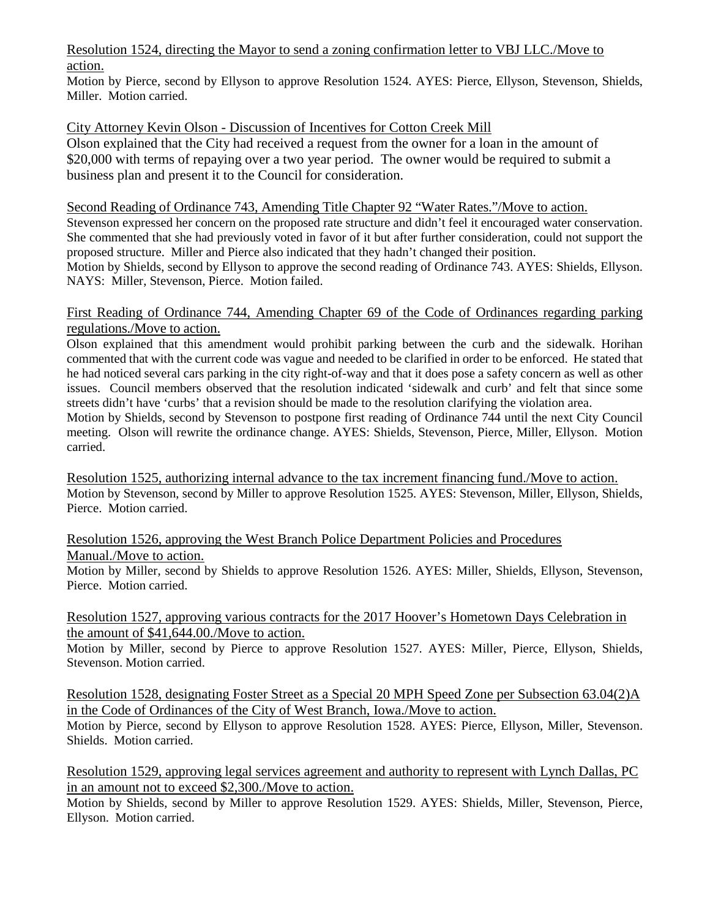Resolution 1524, directing the Mayor to send a zoning confirmation letter to VBJ LLC./Move to action.

Motion by Pierce, second by Ellyson to approve Resolution 1524. AYES: Pierce, Ellyson, Stevenson, Shields, Miller. Motion carried.

City Attorney Kevin Olson - Discussion of Incentives for Cotton Creek Mill

Olson explained that the City had received a request from the owner for a loan in the amount of $20,000 with terms of repaying over a two year period. The owner would be required to submit a business plan and present it to the Council for consideration.

Second Reading of Ordinance 743, Amending Title Chapter 92 "Water Rates."/Move to action.

Stevenson expressed her concern on the proposed rate structure and didn't feel it encouraged water conservation. She commented that she had previously voted in favor of it but after further consideration, could not support the proposed structure. Miller and Pierce also indicated that they hadn't changed their position.

Motion by Shields, second by Ellyson to approve the second reading of Ordinance 743. AYES: Shields, Ellyson. NAYS: Miller, Stevenson, Pierce. Motion failed.

First Reading of Ordinance 744, Amending Chapter 69 of the Code of Ordinances regarding parking regulations./Move to action.

Olson explained that this amendment would prohibit parking between the curb and the sidewalk. Horihan commented that with the current code was vague and needed to be clarified in order to be enforced. He stated that he had noticed several cars parking in the city right-of-way and that it does pose a safety concern as well as other issues. Council members observed that the resolution indicated 'sidewalk and curb' and felt that since some streets didn't have 'curbs' that a revision should be made to the resolution clarifying the violation area.

Motion by Shields, second by Stevenson to postpone first reading of Ordinance 744 until the next City Council meeting. Olson will rewrite the ordinance change. AYES: Shields, Stevenson, Pierce, Miller, Ellyson. Motion carried.

Resolution 1525, authorizing internal advance to the tax increment financing fund./Move to action.

Motion by Stevenson, second by Miller to approve Resolution 1525. AYES: Stevenson, Miller, Ellyson, Shields, Pierce. Motion carried.

Resolution 1526, approving the West Branch Police Department Policies and Procedures Manual./Move to action.

Motion by Miller, second by Shields to approve Resolution 1526. AYES: Miller, Shields, Ellyson, Stevenson, Pierce. Motion carried.

Resolution 1527, approving various contracts for the 2017 Hoover's Hometown Days Celebration in the amount of $41,644.00./Move to action.

Motion by Miller, second by Pierce to approve Resolution 1527. AYES: Miller, Pierce, Ellyson, Shields, Stevenson. Motion carried.

Resolution 1528, designating Foster Street as a Special 20 MPH Speed Zone per Subsection 63.04(2)A in the Code of Ordinances of the City of West Branch, Iowa./Move to action.

Motion by Pierce, second by Ellyson to approve Resolution 1528. AYES: Pierce, Ellyson, Miller, Stevenson. Shields. Motion carried.

Resolution 1529, approving legal services agreement and authority to represent with Lynch Dallas, PC in an amount not to exceed $2,300./Move to action.

Motion by Shields, second by Miller to approve Resolution 1529. AYES: Shields, Miller, Stevenson, Pierce, Ellyson. Motion carried.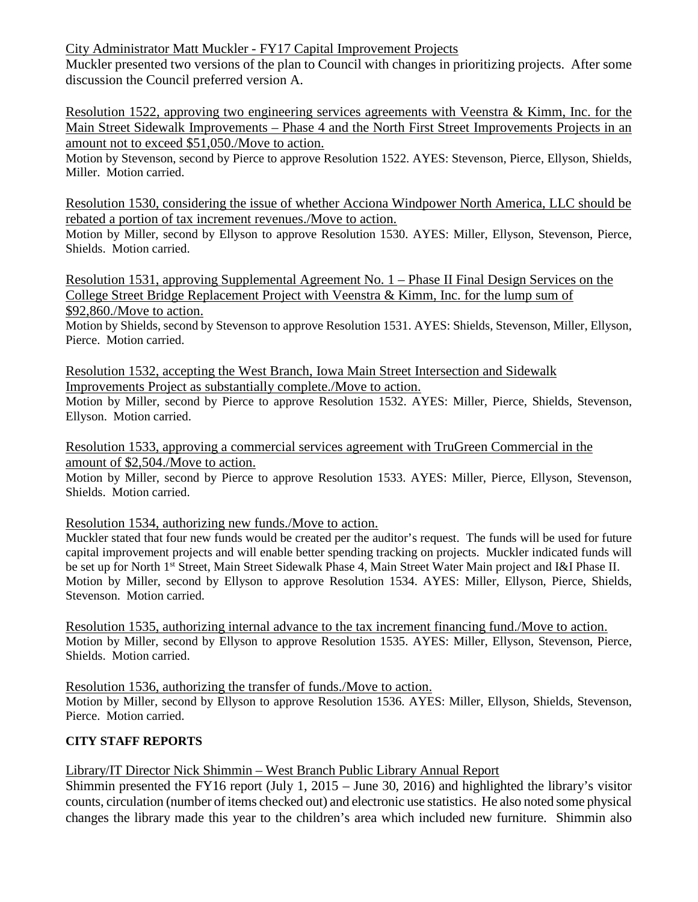City Administrator Matt Muckler - FY17 Capital Improvement Projects

Muckler presented two versions of the plan to Council with changes in prioritizing projects. After some discussion the Council preferred version A.

Resolution 1522, approving two engineering services agreements with Veenstra & Kimm, Inc. for the Main Street Sidewalk Improvements – Phase 4 and the North First Street Improvements Projects in an amount not to exceed $51,050./Move to action.

Motion by Stevenson, second by Pierce to approve Resolution 1522. AYES: Stevenson, Pierce, Ellyson, Shields, Miller. Motion carried.

Resolution 1530, considering the issue of whether Acciona Windpower North America, LLC should be rebated a portion of tax increment revenues./Move to action.

Motion by Miller, second by Ellyson to approve Resolution 1530. AYES: Miller, Ellyson, Stevenson, Pierce, Shields. Motion carried.

Resolution 1531, approving Supplemental Agreement No. 1 – Phase II Final Design Services on the College Street Bridge Replacement Project with Veenstra & Kimm, Inc. for the lump sum of $92,860./Move to action.

Motion by Shields, second by Stevenson to approve Resolution 1531. AYES: Shields, Stevenson, Miller, Ellyson, Pierce. Motion carried.

Resolution 1532, accepting the West Branch, Iowa Main Street Intersection and Sidewalk Improvements Project as substantially complete./Move to action.

Motion by Miller, second by Pierce to approve Resolution 1532. AYES: Miller, Pierce, Shields, Stevenson, Ellyson. Motion carried.

Resolution 1533, approving a commercial services agreement with TruGreen Commercial in the amount of $2,504./Move to action.

Motion by Miller, second by Pierce to approve Resolution 1533. AYES: Miller, Pierce, Ellyson, Stevenson, Shields. Motion carried.

Resolution 1534, authorizing new funds./Move to action.

Muckler stated that four new funds would be created per the auditor's request. The funds will be used for future capital improvement projects and will enable better spending tracking on projects. Muckler indicated funds will be set up for North 1st Street, Main Street Sidewalk Phase 4, Main Street Water Main project and I&I Phase II. Motion by Miller, second by Ellyson to approve Resolution 1534. AYES: Miller, Ellyson, Pierce, Shields, Stevenson. Motion carried.

Resolution 1535, authorizing internal advance to the tax increment financing fund./Move to action.

Motion by Miller, second by Ellyson to approve Resolution 1535. AYES: Miller, Ellyson, Stevenson, Pierce, Shields. Motion carried.

Resolution 1536, authorizing the transfer of funds./Move to action.

Motion by Miller, second by Ellyson to approve Resolution 1536. AYES: Miller, Ellyson, Shields, Stevenson, Pierce. Motion carried.

**CITY STAFF REPORTS**

Library/IT Director Nick Shimmin – West Branch Public Library Annual Report

Shimmin presented the FY16 report (July 1, 2015 – June 30, 2016) and highlighted the library's visitor counts, circulation (number of items checked out) and electronic use statistics. He also noted some physical changes the library made this year to the children's area which included new furniture. Shimmin also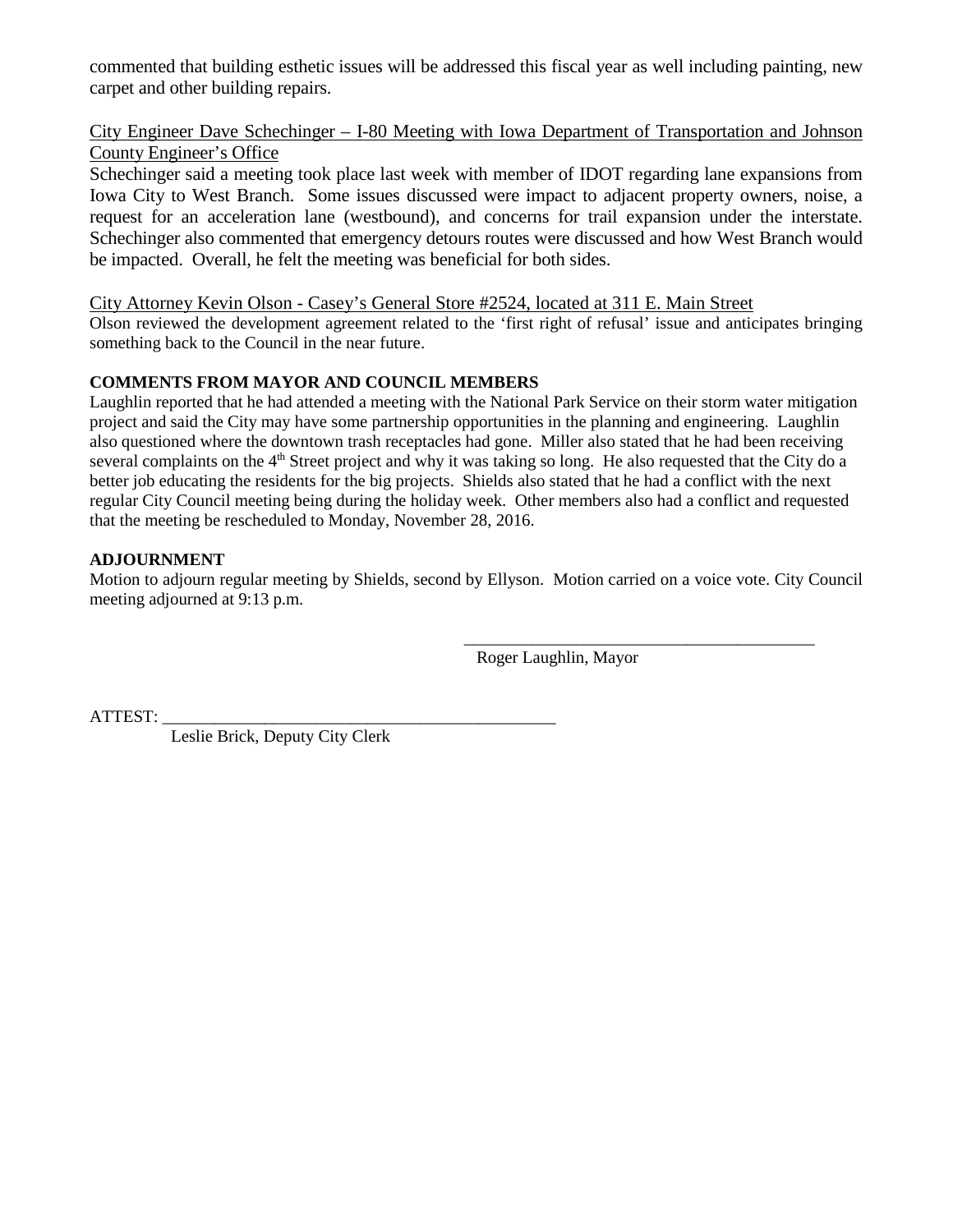commented that building esthetic issues will be addressed this fiscal year as well including painting, new carpet and other building repairs.

City Engineer Dave Schechinger – I-80 Meeting with Iowa Department of Transportation and Johnson County Engineer's Office

Schechinger said a meeting took place last week with member of IDOT regarding lane expansions from Iowa City to West Branch. Some issues discussed were impact to adjacent property owners, noise, a request for an acceleration lane (westbound), and concerns for trail expansion under the interstate. Schechinger also commented that emergency detours routes were discussed and how West Branch would be impacted. Overall, he felt the meeting was beneficial for both sides.

City Attorney Kevin Olson - Casey's General Store #2524, located at 311 E. Main Street

Olson reviewed the development agreement related to the 'first right of refusal' issue and anticipates bringing something back to the Council in the near future.

**COMMENTS FROM MAYOR AND COUNCIL MEMBERS**

Laughlin reported that he had attended a meeting with the National Park Service on their storm water mitigation project and said the City may have some partnership opportunities in the planning and engineering. Laughlin also questioned where the downtown trash receptacles had gone. Miller also stated that he had been receiving several complaints on the 4th Street project and why it was taking so long. He also requested that the City do a better job educating the residents for the big projects. Shields also stated that he had a conflict with the next regular City Council meeting being during the holiday week. Other members also had a conflict and requested that the meeting be rescheduled to Monday, November 28, 2016.

**ADJOURNMENT**

Motion to adjourn regular meeting by Shields, second by Ellyson. Motion carried on a voice vote. City Council meeting adjourned at 9:13 p.m.

\_\_\_\_\_\_\_\_\_\_\_\_\_\_\_\_\_\_\_\_\_\_\_\_\_\_\_\_\_\_\_\_\_\_\_\_\_\_\_\_\_\_\_\_

Roger Laughlin, Mayor

ATTEST: \_\_\_\_\_\_\_\_\_\_\_\_\_\_\_\_\_\_\_\_\_\_\_\_\_\_\_\_\_\_\_\_\_\_\_\_\_\_\_\_\_\_\_\_\_\_\_\_

Leslie Brick, Deputy City Clerk